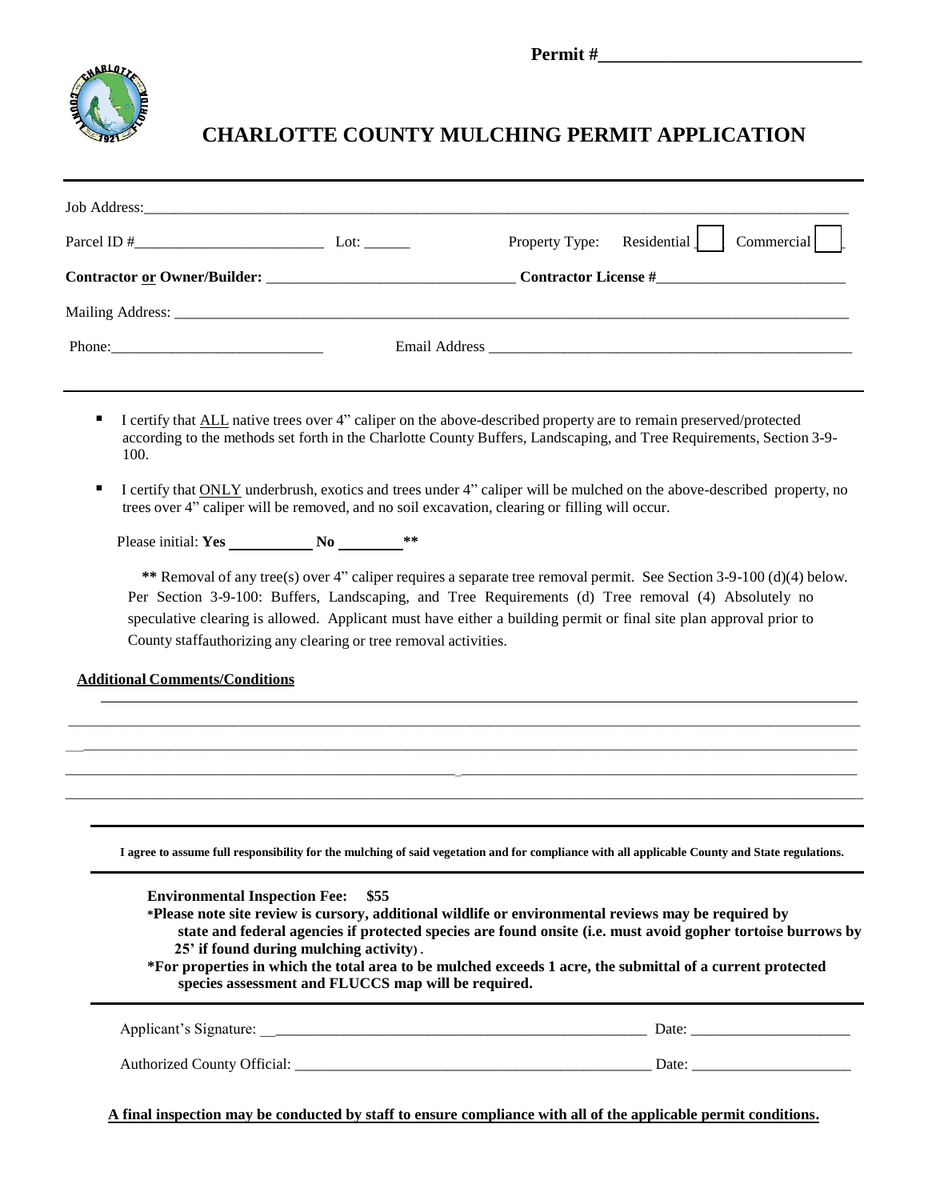Permit #____________________________

# CHARLOTTE COUNTY MULCHING PERMIT APPLICATION

Job Address:___________________________________________________________________________________________

Parcel ID #__________________________ Lot: ______ Property Type: Residential [ ] Commercial [ ]

**Contractor or Owner/Builder:** _________________________________ **Contractor License #**_________________________

Mailing Address: _______________________________________________________________________________________

Phone:____________________________ Email Address _________________________________________________

- I certify that ALL native trees over 4" caliper on the above-described property are to remain preserved/protected according to the methods set forth in the Charlotte County Buffers, Landscaping, and Tree Requirements, Section 3-9-100.
- I certify that ONLY underbrush, exotics and trees under 4" caliper will be mulched on the above-described property, no trees over 4" caliper will be removed, and no soil excavation, clearing or filling will occur.

Please initial: **Yes** ___________ **No** ________**

**\*\*** Removal of any tree(s) over 4" caliper requires a separate tree removal permit. See Section 3-9-100 (d)(4) below. Per Section 3-9-100: Buffers, Landscaping, and Tree Requirements (d) Tree removal (4) Absolutely no speculative clearing is allowed. Applicant must have either a building permit or final site plan approval prior to County staffauthorizing any clearing or tree removal activities.

**Additional Comments/Conditions**

______________________________________________________________________________________________

______________________________________________________________________________________________

______________________________________________________________________________________________

______________________________________________________________________________________________

**I agree to assume full responsibility for the mulching of said vegetation and for compliance with all applicable County and State regulations.**

**Environmental Inspection Fee: $55**

**\*Please note site review is cursory, additional wildlife or environmental reviews may be required by state and federal agencies if protected species are found onsite (i.e. must avoid gopher tortoise burrows by 25' if found during mulching activity).**

**\*For properties in which the total area to be mulched exceeds 1 acre, the submittal of a current protected species assessment and FLUCCS map will be required.**

Applicant's Signature: ___________________________________________________ Date: _____________________

Authorized County Official: ______________________________________________ Date: _____________________

**A final inspection may be conducted by staff to ensure compliance with all of the applicable permit conditions.**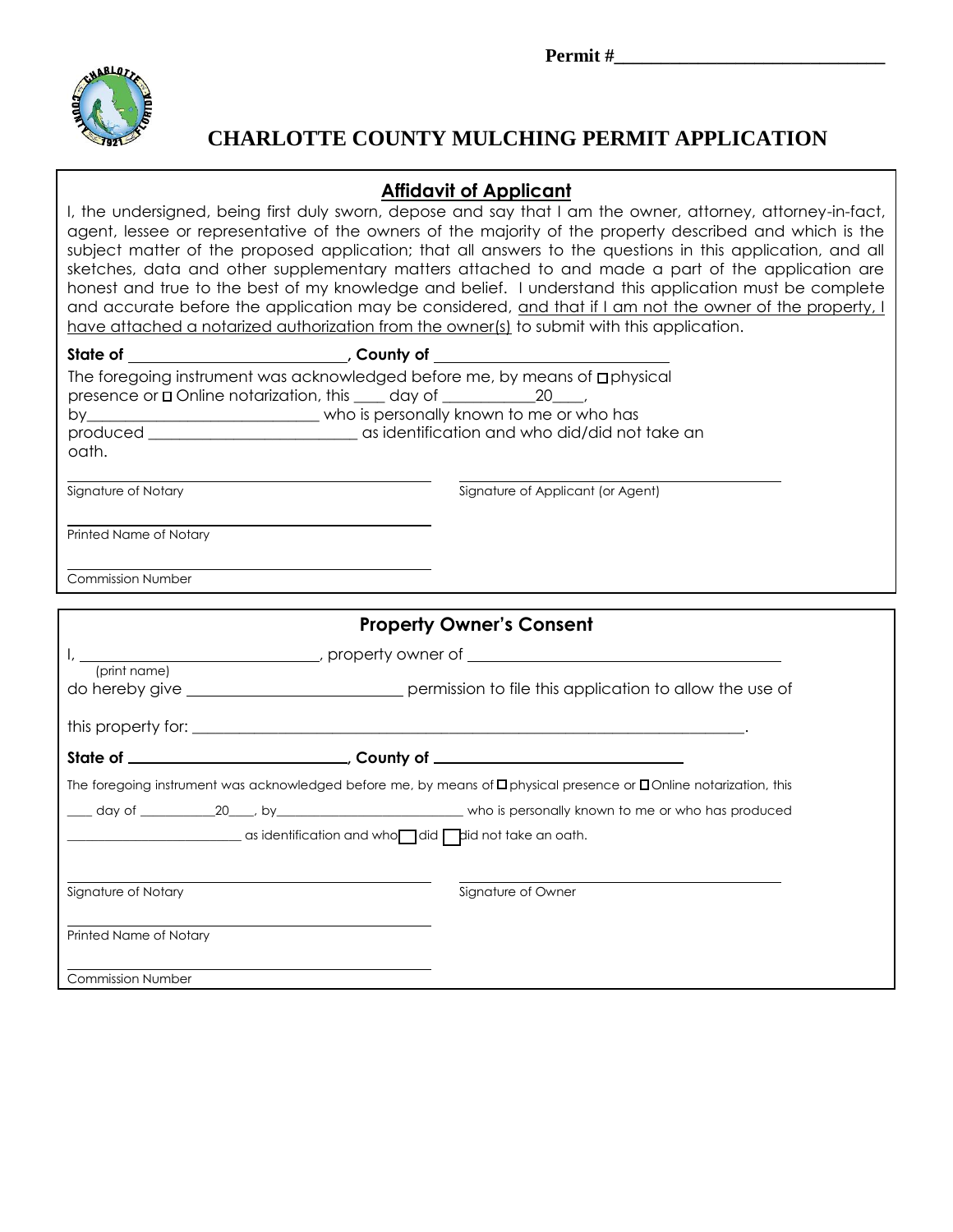Permit #_____________________________

# CHARLOTTE COUNTY MULCHING PERMIT APPLICATION

## Affidavit of Applicant

I, the undersigned, being first duly sworn, depose and say that I am the owner, attorney, attorney-in-fact, agent, lessee or representative of the owners of the majority of the property described and which is the subject matter of the proposed application; that all answers to the questions in this application, and all sketches, data and other supplementary matters attached to and made a part of the application are honest and true to the best of my knowledge and belief. I understand this application must be complete and accurate before the application may be considered, and that if I am not the owner of the property, I have attached a notarized authorization from the owner(s) to submit with this application.

**State of** ____________________________, **County of** ______________________________

The foregoing instrument was acknowledged before me, by means of ☐ physical presence or ☐ Online notarization, this ____ day of ____________20____, by______________________________ who is personally known to me or who has produced ___________________________ as identification and who did/did not take an oath.

______________________________ Signature of Notary

______________________________ Signature of Applicant (or Agent)

______________________________ Printed Name of Notary

______________________________ Commission Number

## Property Owner's Consent

I, ______________________________, property owner of ________________________________________
(print name)
do hereby give ___________________________ permission to file this application to allow the use of

this property for: ___________________________________________________________________________.

**State of** ____________________________, **County of** ______________________________

The foregoing instrument was acknowledged before me, by means of ☐ physical presence or ☐ Online notarization, this ____ day of ____________20____, by_____________________________ who is personally known to me or who has produced ___________________________ as identification and who ☐ did ☐ did not take an oath.

______________________________ Signature of Notary

______________________________ Signature of Owner

______________________________ Printed Name of Notary

______________________________ Commission Number